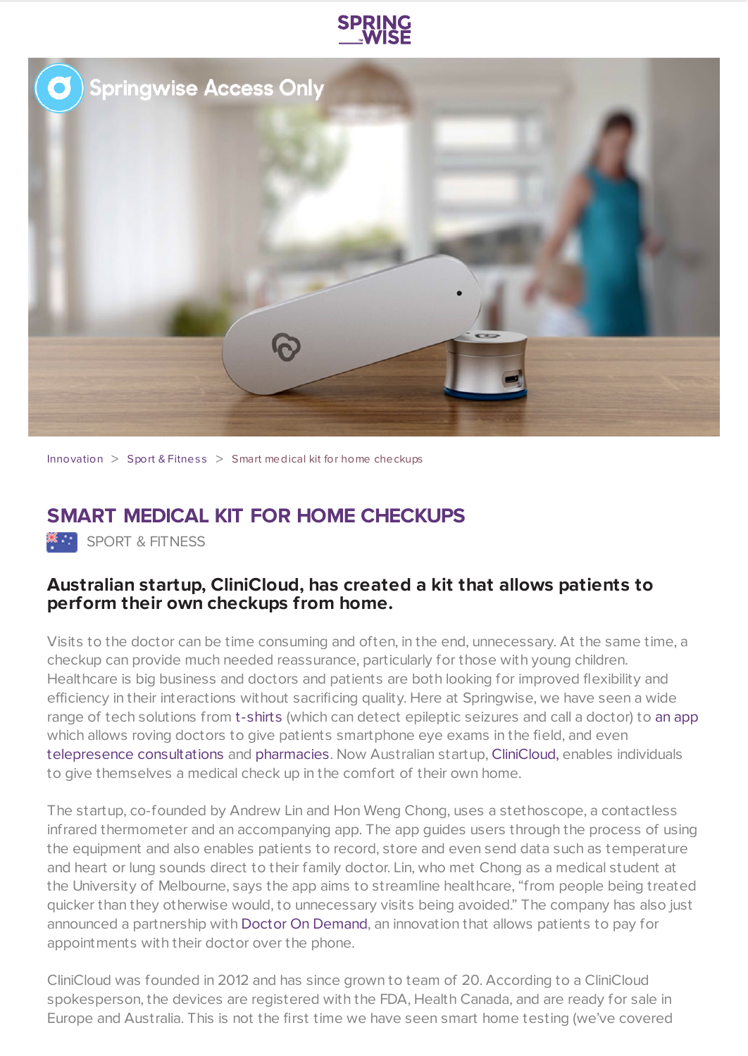Innovation > Sport & Fitness > Smart medical kit for home checkups

# SMART MEDICAL KIT FOR HOME CHECKUPS

SPORT & FITNESS

## Australian startup, CliniCloud, has created a kit that allows patients to perform their own checkups from home.

Visits to the doctor can be time consuming and often, in the end, unnecessary. At the same time, a checkup can provide much needed reassurance, particularly for those with young children. Healthcare is big business and doctors and patients are both looking for improved flexibility and efficiency in their interactions without sacrificing quality. Here at Springwise, we have seen a wide range of tech solutions from t-shirts (which can detect epileptic seizures and call a doctor) to an app which allows roving doctors to give patients smartphone eye exams in the field, and even telepresence consultations and pharmacies. Now Australian startup, CliniCloud, enables individuals to give themselves a medical check up in the comfort of their own home.

The startup, co-founded by Andrew Lin and Hon Weng Chong, uses a stethoscope, a contactless infrared thermometer and an accompanying app. The app guides users through the process of using the equipment and also enables patients to record, store and even send data such as temperature and heart or lung sounds direct to their family doctor. Lin, who met Chong as a medical student at the University of Melbourne, says the app aims to streamline healthcare, "from people being treated quicker than they otherwise would, to unnecessary visits being avoided." The company has also just announced a partnership with Doctor On Demand, an innovation that allows patients to pay for appointments with their doctor over the phone.

CliniCloud was founded in 2012 and has since grown to team of 20. According to a CliniCloud spokesperson, the devices are registered with the FDA, Health Canada, and are ready for sale in Europe and Australia. This is not the first time we have seen smart home testing (we've covered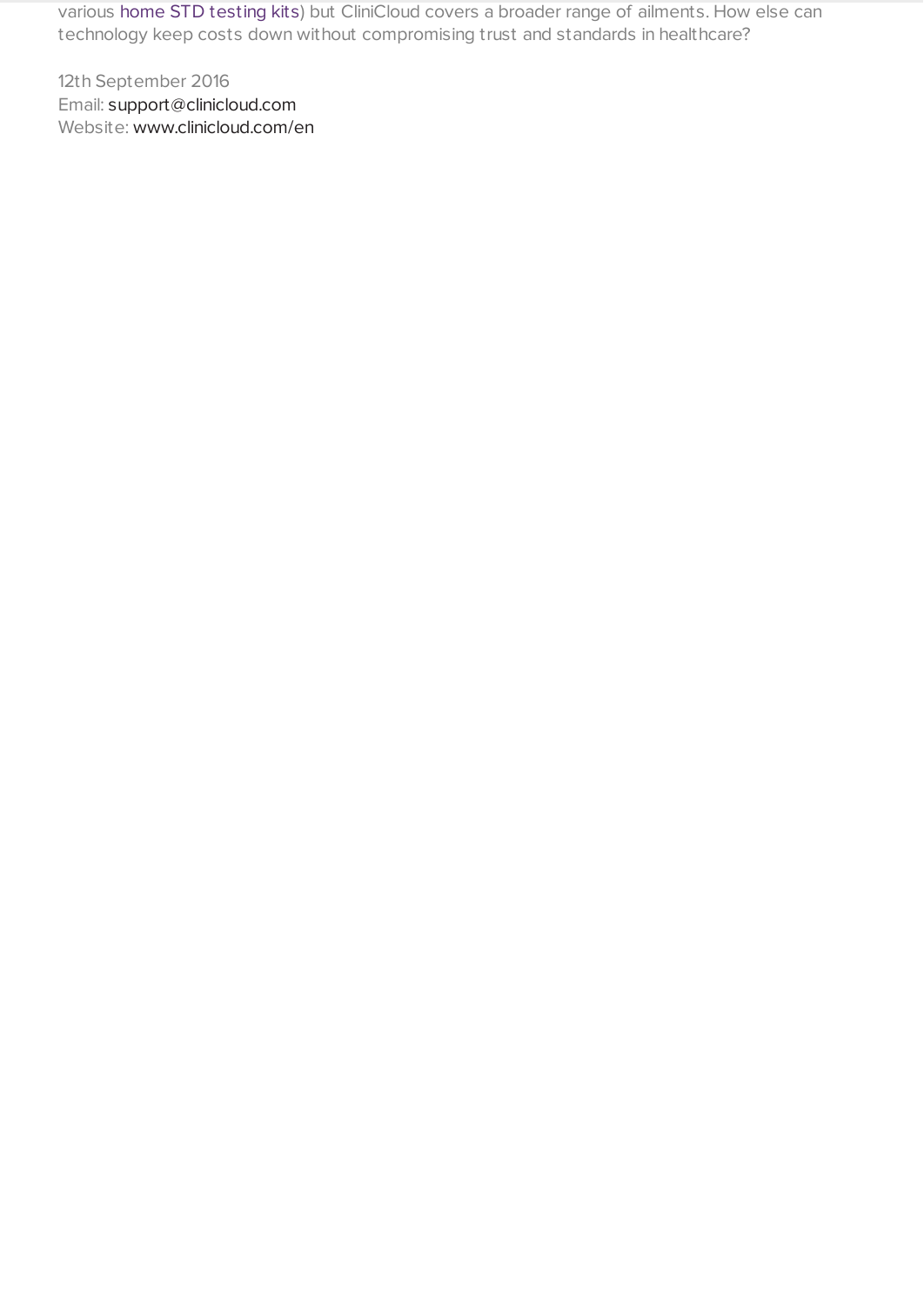various home STD testing kits) but CliniCloud covers a broader range of ailments. How else can technology keep costs down without compromising trust and standards in healthcare?

12th September 2016
Email: support@clinicloud.com
Website: www.clinicloud.com/en